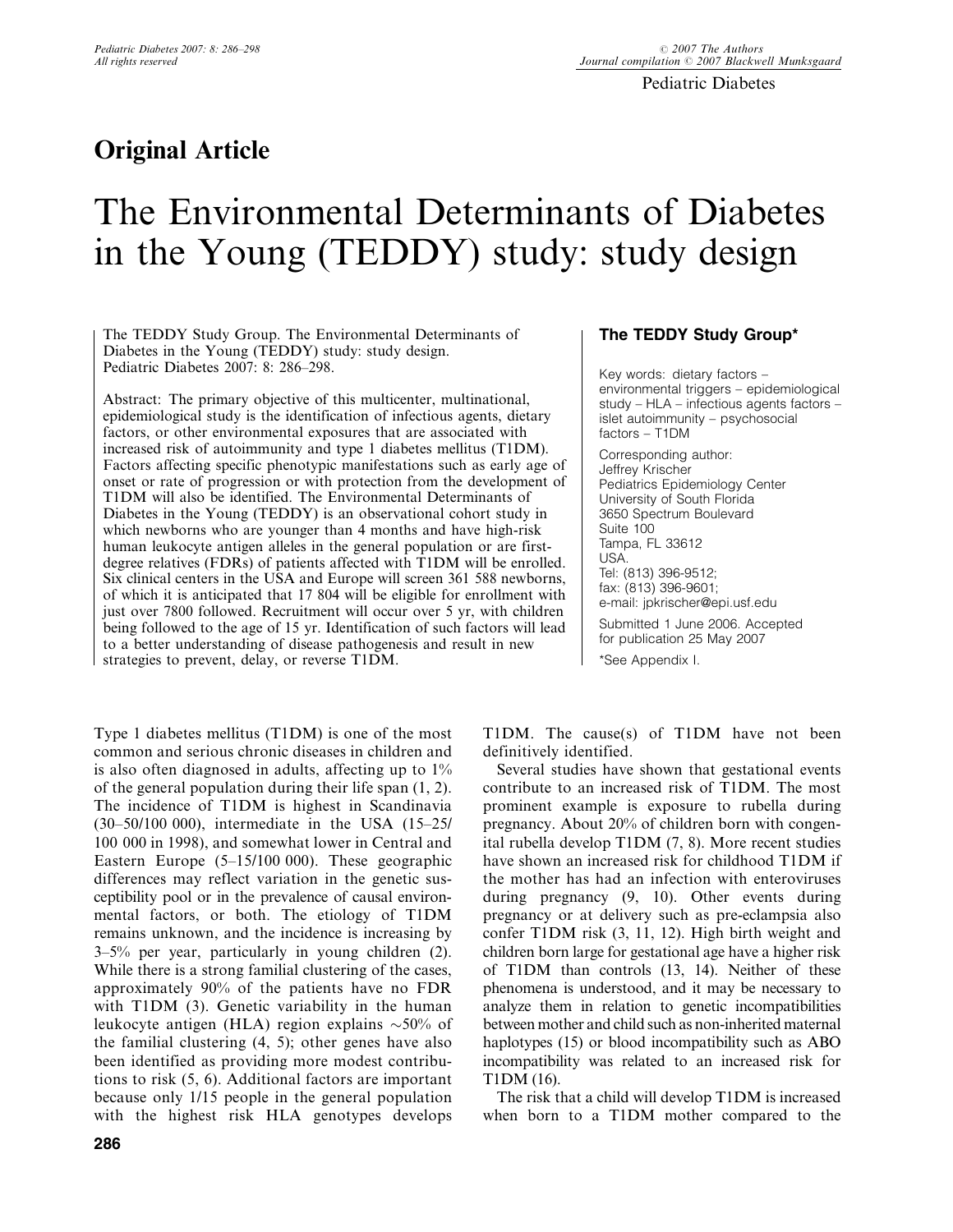## Original Article

# The Environmental Determinants of Diabetes in the Young (TEDDY) study: study design

The TEDDY Study Group. The Environmental Determinants of Diabetes in the Young (TEDDY) study: study design. Pediatric Diabetes 2007: 8: 286–298.

Abstract: The primary objective of this multicenter, multinational, epidemiological study is the identification of infectious agents, dietary factors, or other environmental exposures that are associated with increased risk of autoimmunity and type 1 diabetes mellitus (T1DM). Factors affecting specific phenotypic manifestations such as early age of onset or rate of progression or with protection from the development of T1DM will also be identified. The Environmental Determinants of Diabetes in the Young (TEDDY) is an observational cohort study in which newborns who are younger than 4 months and have high-risk human leukocyte antigen alleles in the general population or are first-degree relatives (FDRs) of patients affected with T1DM will be enrolled. Six clinical centers in the USA and Europe will screen 361 588 newborns, of which it is anticipated that 17 804 will be eligible for enrollment with just over 7800 followed. Recruitment will occur over 5 yr, with children being followed to the age of 15 yr. Identification of such factors will lead to a better understanding of disease pathogenesis and result in new strategies to prevent, delay, or reverse T1DM.

**The TEDDY Study Group***

Key words: dietary factors – environmental triggers – epidemiological study – HLA – infectious agents factors – islet autoimmunity – psychosocial factors – T1DM

Corresponding author:
Jeffrey Krischer
Pediatrics Epidemiology Center
University of South Florida
3650 Spectrum Boulevard
Suite 100
Tampa, FL 33612
USA.
Tel: (813) 396-9512;
fax: (813) 396-9601;
e-mail: jpkrischer@epi.usf.edu

Submitted 1 June 2006. Accepted for publication 25 May 2007

*See Appendix I.

Type 1 diabetes mellitus (T1DM) is one of the most common and serious chronic diseases in children and is also often diagnosed in adults, affecting up to 1% of the general population during their life span (1, 2). The incidence of T1DM is highest in Scandinavia (30–50/100 000), intermediate in the USA (15–25/100 000 in 1998), and somewhat lower in Central and Eastern Europe (5–15/100 000). These geographic differences may reflect variation in the genetic susceptibility pool or in the prevalence of causal environmental factors, or both. The etiology of T1DM remains unknown, and the incidence is increasing by 3–5% per year, particularly in young children (2). While there is a strong familial clustering of the cases, approximately 90% of the patients have no FDR with T1DM (3). Genetic variability in the human leukocyte antigen (HLA) region explains ~50% of the familial clustering (4, 5); other genes have also been identified as providing more modest contributions to risk (5, 6). Additional factors are important because only 1/15 people in the general population with the highest risk HLA genotypes develops T1DM. The cause(s) of T1DM have not been definitively identified.

Several studies have shown that gestational events contribute to an increased risk of T1DM. The most prominent example is exposure to rubella during pregnancy. About 20% of children born with congenital rubella develop T1DM (7, 8). More recent studies have shown an increased risk for childhood T1DM if the mother has had an infection with enteroviruses during pregnancy (9, 10). Other events during pregnancy or at delivery such as pre-eclampsia also confer T1DM risk (3, 11, 12). High birth weight and children born large for gestational age have a higher risk of T1DM than controls (13, 14). Neither of these phenomena is understood, and it may be necessary to analyze them in relation to genetic incompatibilities between mother and child such as non-inherited maternal haplotypes (15) or blood incompatibility such as ABO incompatibility was related to an increased risk for T1DM (16).

The risk that a child will develop T1DM is increased when born to a T1DM mother compared to the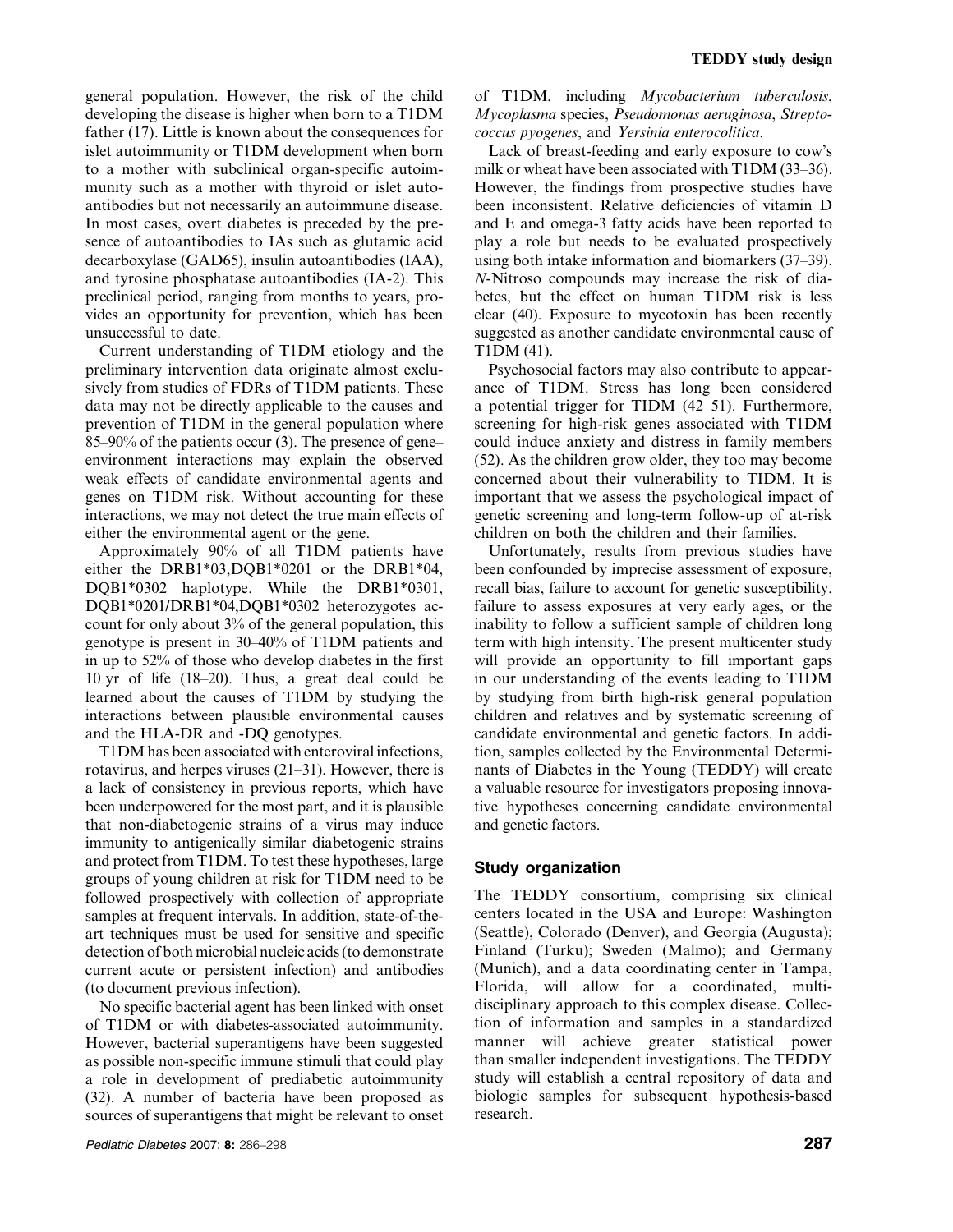general population. However, the risk of the child developing the disease is higher when born to a T1DM father (17). Little is known about the consequences for islet autoimmunity or T1DM development when born to a mother with subclinical organ-specific autoimmunity such as a mother with thyroid or islet autoantibodies but not necessarily an autoimmune disease. In most cases, overt diabetes is preceded by the presence of autoantibodies to IAs such as glutamic acid decarboxylase (GAD65), insulin autoantibodies (IAA), and tyrosine phosphatase autoantibodies (IA-2). This preclinical period, ranging from months to years, provides an opportunity for prevention, which has been unsuccessful to date.

Current understanding of T1DM etiology and the preliminary intervention data originate almost exclusively from studies of FDRs of T1DM patients. These data may not be directly applicable to the causes and prevention of T1DM in the general population where 85–90% of the patients occur (3). The presence of gene–environment interactions may explain the observed weak effects of candidate environmental agents and genes on T1DM risk. Without accounting for these interactions, we may not detect the true main effects of either the environmental agent or the gene.

Approximately 90% of all T1DM patients have either the DRB1*03,DQB1*0201 or the DRB1*04, DQB1*0302 haplotype. While the DRB1*0301, DQB1*0201/DRB1*04,DQB1*0302 heterozygotes account for only about 3% of the general population, this genotype is present in 30–40% of T1DM patients and in up to 52% of those who develop diabetes in the first 10 yr of life (18–20). Thus, a great deal could be learned about the causes of T1DM by studying the interactions between plausible environmental causes and the HLA-DR and -DQ genotypes.

T1DM has been associated with enteroviral infections, rotavirus, and herpes viruses (21–31). However, there is a lack of consistency in previous reports, which have been underpowered for the most part, and it is plausible that non-diabetogenic strains of a virus may induce immunity to antigenically similar diabetogenic strains and protect from T1DM. To test these hypotheses, large groups of young children at risk for T1DM need to be followed prospectively with collection of appropriate samples at frequent intervals. In addition, state-of-the-art techniques must be used for sensitive and specific detection of both microbial nucleic acids (to demonstrate current acute or persistent infection) and antibodies (to document previous infection).

No specific bacterial agent has been linked with onset of T1DM or with diabetes-associated autoimmunity. However, bacterial superantigens have been suggested as possible non-specific immune stimuli that could play a role in development of prediabetic autoimmunity (32). A number of bacteria have been proposed as sources of superantigens that might be relevant to onset of T1DM, including *Mycobacterium tuberculosis*, *Mycoplasma* species, *Pseudomonas aeruginosa*, *Streptococcus pyogenes*, and *Yersinia enterocolitica*.

Lack of breast-feeding and early exposure to cow's milk or wheat have been associated with T1DM (33–36). However, the findings from prospective studies have been inconsistent. Relative deficiencies of vitamin D and E and omega-3 fatty acids have been reported to play a role but needs to be evaluated prospectively using both intake information and biomarkers (37–39). *N*-Nitroso compounds may increase the risk of diabetes, but the effect on human T1DM risk is less clear (40). Exposure to mycotoxin has been recently suggested as another candidate environmental cause of T1DM (41).

Psychosocial factors may also contribute to appearance of T1DM. Stress has long been considered a potential trigger for TIDM (42–51). Furthermore, screening for high-risk genes associated with T1DM could induce anxiety and distress in family members (52). As the children grow older, they too may become concerned about their vulnerability to TIDM. It is important that we assess the psychological impact of genetic screening and long-term follow-up of at-risk children on both the children and their families.

Unfortunately, results from previous studies have been confounded by imprecise assessment of exposure, recall bias, failure to account for genetic susceptibility, failure to assess exposures at very early ages, or the inability to follow a sufficient sample of children long term with high intensity. The present multicenter study will provide an opportunity to fill important gaps in our understanding of the events leading to T1DM by studying from birth high-risk general population children and relatives and by systematic screening of candidate environmental and genetic factors. In addition, samples collected by the Environmental Determinants of Diabetes in the Young (TEDDY) will create a valuable resource for investigators proposing innovative hypotheses concerning candidate environmental and genetic factors.

## Study organization

The TEDDY consortium, comprising six clinical centers located in the USA and Europe: Washington (Seattle), Colorado (Denver), and Georgia (Augusta); Finland (Turku); Sweden (Malmo); and Germany (Munich), and a data coordinating center in Tampa, Florida, will allow for a coordinated, multidisciplinary approach to this complex disease. Collection of information and samples in a standardized manner will achieve greater statistical power than smaller independent investigations. The TEDDY study will establish a central repository of data and biologic samples for subsequent hypothesis-based research.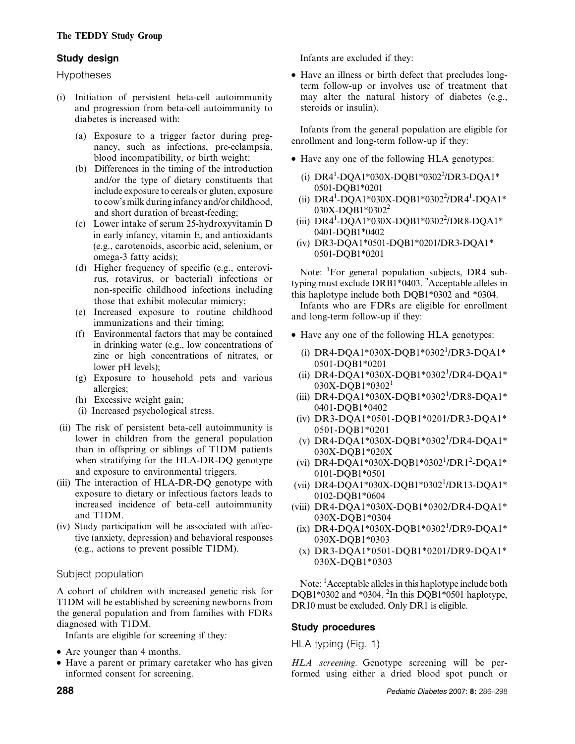## Study design

### Hypotheses

- (i) Initiation of persistent beta-cell autoimmunity and progression from beta-cell autoimmunity to diabetes is increased with:
  - (a) Exposure to a trigger factor during pregnancy, such as infections, pre-eclampsia, blood incompatibility, or birth weight;
  - (b) Differences in the timing of the introduction and/or the type of dietary constituents that include exposure to cereals or gluten, exposure to cow's milk during infancy and/or childhood, and short duration of breast-feeding;
  - (c) Lower intake of serum 25-hydroxyvitamin D in early infancy, vitamin E, and antioxidants (e.g., carotenoids, ascorbic acid, selenium, or omega-3 fatty acids);
  - (d) Higher frequency of specific (e.g., enterovirus, rotavirus, or bacterial) infections or non-specific childhood infections including those that exhibit molecular mimicry;
  - (e) Increased exposure to routine childhood immunizations and their timing;
  - (f) Environmental factors that may be contained in drinking water (e.g., low concentrations of zinc or high concentrations of nitrates, or lower pH levels);
  - (g) Exposure to household pets and various allergies;
  - (h) Excessive weight gain;
  - (i) Increased psychological stress.
- (ii) The risk of persistent beta-cell autoimmunity is lower in children from the general population than in offspring or siblings of T1DM patients when stratifying for the HLA-DR-DQ genotype and exposure to environmental triggers.
- (iii) The interaction of HLA-DR-DQ genotype with exposure to dietary or infectious factors leads to increased incidence of beta-cell autoimmunity and T1DM.
- (iv) Study participation will be associated with affective (anxiety, depression) and behavioral responses (e.g., actions to prevent possible T1DM).

### Subject population

A cohort of children with increased genetic risk for T1DM will be established by screening newborns from the general population and from families with FDRs diagnosed with T1DM.

Infants are eligible for screening if they:

- Are younger than 4 months.
- Have a parent or primary caretaker who has given informed consent for screening.

Infants are excluded if they:

- Have an illness or birth defect that precludes long-term follow-up or involves use of treatment that may alter the natural history of diabetes (e.g., steroids or insulin).

Infants from the general population are eligible for enrollment and long-term follow-up if they:

- Have any one of the following HLA genotypes:
  - (i) DR4[1]-DQA1*030X-DQB1*0302[2]/DR3-DQA1*0501-DQB1*0201
  - (ii) DR4[1]-DQA1*030X-DQB1*0302[2]/DR4[1]-DQA1*030X-DQB1*0302[2]
  - (iii) DR4[1]-DQA1*030X-DQB1*0302[2]/DR8-DQA1*0401-DQB1*0402
  - (iv) DR3-DQA1*0501-DQB1*0201/DR3-DQA1*0501-DQB1*0201

Note: [1]For general population subjects, DR4 subtyping must exclude DRB1*0403. [2]Acceptable alleles in this haplotype include both DQB1*0302 and *0304.

Infants who are FDRs are eligible for enrollment and long-term follow-up if they:

- Have any one of the following HLA genotypes:
  - (i) DR4-DQA1*030X-DQB1*0302[1]/DR3-DQA1*0501-DQB1*0201
  - (ii) DR4-DQA1*030X-DQB1*0302[1]/DR4-DQA1*030X-DQB1*0302[1]
  - (iii) DR4-DQA1*030X-DQB1*0302[1]/DR8-DQA1*0401-DQB1*0402
  - (iv) DR3-DQA1*0501-DQB1*0201/DR3-DQA1*0501-DQB1*0201
  - (v) DR4-DQA1*030X-DQB1*0302[1]/DR4-DQA1*030X-DQB1*020X
  - (vi) DR4-DQA1*030X-DQB1*0302[1]/DR1[2]-DQA1*0101-DQB1*0501
  - (vii) DR4-DQA1*030X-DQB1*0302[1]/DR13-DQA1*0102-DQB1*0604
  - (viii) DR4-DQA1*030X-DQB1*0302/DR4-DQA1*030X-DQB1*0304
  - (ix) DR4-DQA1*030X-DQB1*0302[1]/DR9-DQA1*030X-DQB1*0303
  - (x) DR3-DQA1*0501-DQB1*0201/DR9-DQA1*030X-DQB1*0303

Note: [1]Acceptable alleles in this haplotype include both DQB1*0302 and *0304. [2]In this DQB1*0501 haplotype, DR10 must be excluded. Only DR1 is eligible.

## Study procedures

### HLA typing (Fig. 1)

*HLA screening.* Genotype screening will be performed using either a dried blood spot punch or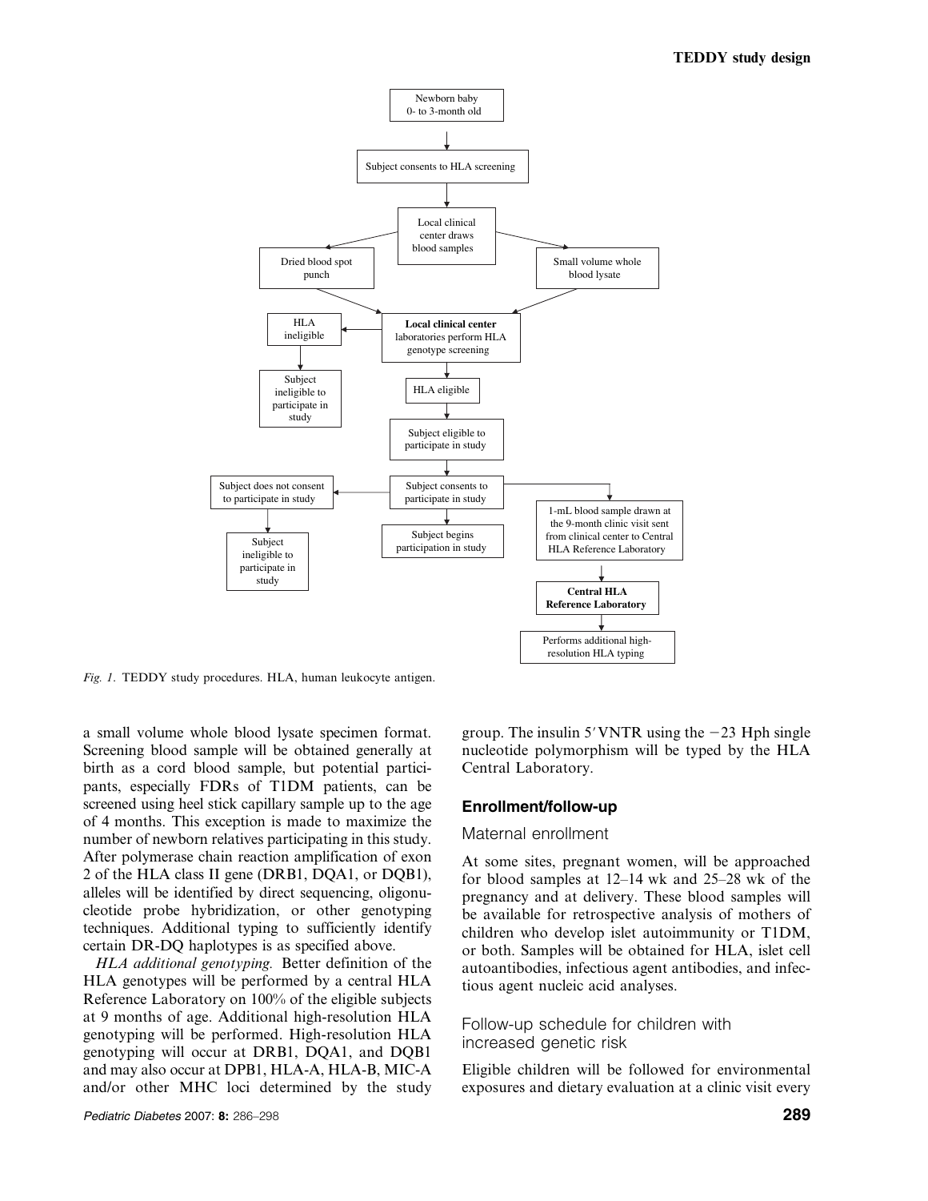Newborn baby 0- to 3-month old

Subject consents to HLA screening

Local clinical center draws blood samples

Dried blood spot punch

Small volume whole blood lysate

**Local clinical center** laboratories perform HLA genotype screening

HLA ineligible

Subject ineligible to participate in study

HLA eligible

Subject eligible to participate in study

Subject consents to participate in study

Subject does not consent to participate in study

Subject ineligible to participate in study

Subject begins participation in study

1-mL blood sample drawn at the 9-month clinic visit sent from clinical center to Central HLA Reference Laboratory

**Central HLA Reference Laboratory**

Performs additional high-resolution HLA typing

*Fig. 1.* TEDDY study procedures. HLA, human leukocyte antigen.

a small volume whole blood lysate specimen format. Screening blood sample will be obtained generally at birth as a cord blood sample, but potential participants, especially FDRs of T1DM patients, can be screened using heel stick capillary sample up to the age of 4 months. This exception is made to maximize the number of newborn relatives participating in this study. After polymerase chain reaction amplification of exon 2 of the HLA class II gene (DRB1, DQA1, or DQB1), alleles will be identified by direct sequencing, oligonucleotide probe hybridization, or other genotyping techniques. Additional typing to sufficiently identify certain DR-DQ haplotypes is as specified above.

*HLA additional genotyping.* Better definition of the HLA genotypes will be performed by a central HLA Reference Laboratory on 100% of the eligible subjects at 9 months of age. Additional high-resolution HLA genotyping will be performed. High-resolution HLA genotyping will occur at DRB1, DQA1, and DQB1 and may also occur at DPB1, HLA-A, HLA-B, MIC-A and/or other MHC loci determined by the study group. The insulin 5′VNTR using the −23 Hph single nucleotide polymorphism will be typed by the HLA Central Laboratory.

## Enrollment/follow-up

### Maternal enrollment

At some sites, pregnant women, will be approached for blood samples at 12–14 wk and 25–28 wk of the pregnancy and at delivery. These blood samples will be available for retrospective analysis of mothers of children who develop islet autoimmunity or T1DM, or both. Samples will be obtained for HLA, islet cell autoantibodies, infectious agent antibodies, and infectious agent nucleic acid analyses.

### Follow-up schedule for children with increased genetic risk

Eligible children will be followed for environmental exposures and dietary evaluation at a clinic visit every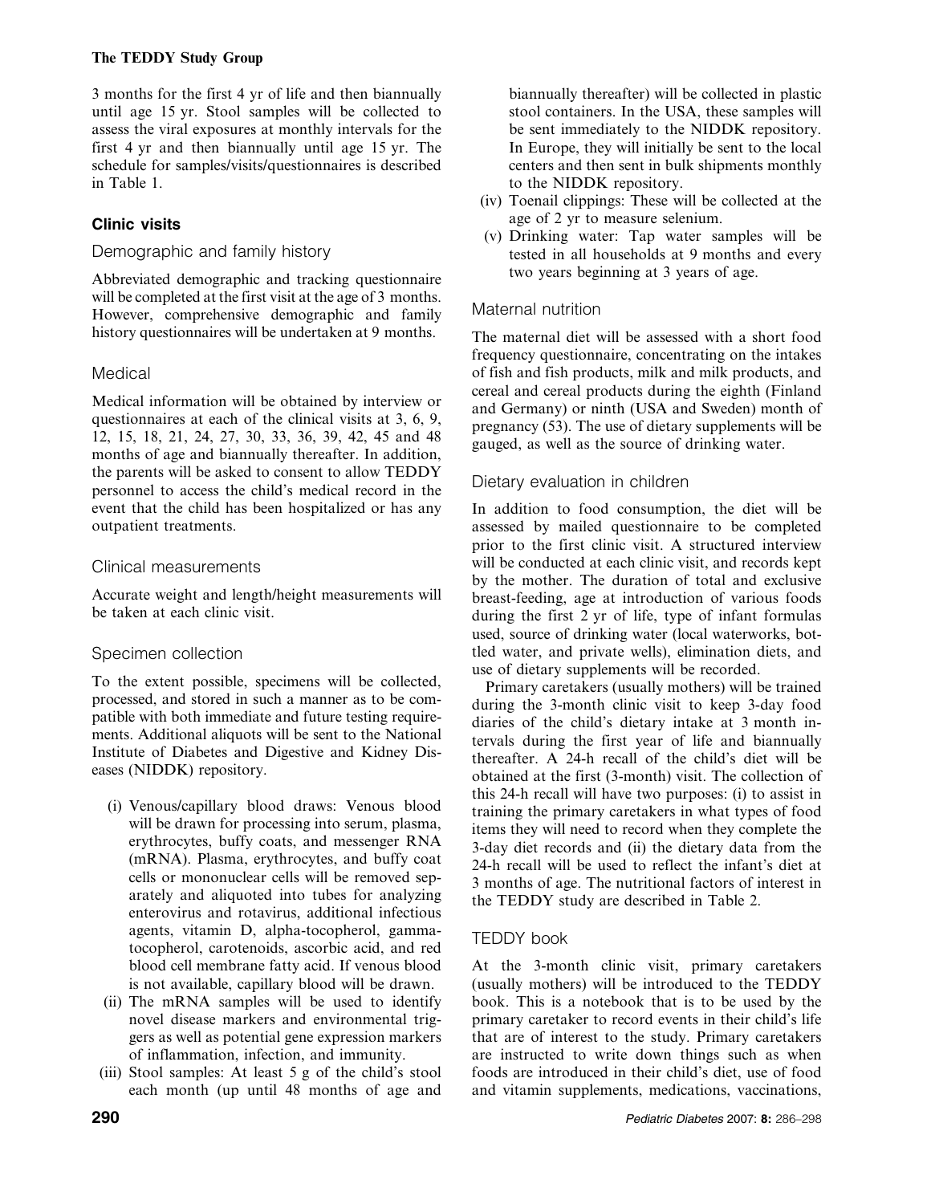3 months for the first 4 yr of life and then biannually until age 15 yr. Stool samples will be collected to assess the viral exposures at monthly intervals for the first 4 yr and then biannually until age 15 yr. The schedule for samples/visits/questionnaires is described in Table 1.

## Clinic visits

### Demographic and family history

Abbreviated demographic and tracking questionnaire will be completed at the first visit at the age of 3 months. However, comprehensive demographic and family history questionnaires will be undertaken at 9 months.

### Medical

Medical information will be obtained by interview or questionnaires at each of the clinical visits at 3, 6, 9, 12, 15, 18, 21, 24, 27, 30, 33, 36, 39, 42, 45 and 48 months of age and biannually thereafter. In addition, the parents will be asked to consent to allow TEDDY personnel to access the child's medical record in the event that the child has been hospitalized or has any outpatient treatments.

### Clinical measurements

Accurate weight and length/height measurements will be taken at each clinic visit.

### Specimen collection

To the extent possible, specimens will be collected, processed, and stored in such a manner as to be compatible with both immediate and future testing requirements. Additional aliquots will be sent to the National Institute of Diabetes and Digestive and Kidney Diseases (NIDDK) repository.

(i) Venous/capillary blood draws: Venous blood will be drawn for processing into serum, plasma, erythrocytes, buffy coats, and messenger RNA (mRNA). Plasma, erythrocytes, and buffy coat cells or mononuclear cells will be removed separately and aliquoted into tubes for analyzing enterovirus and rotavirus, additional infectious agents, vitamin D, alpha-tocopherol, gamma-tocopherol, carotenoids, ascorbic acid, and red blood cell membrane fatty acid. If venous blood is not available, capillary blood will be drawn.

(ii) The mRNA samples will be used to identify novel disease markers and environmental triggers as well as potential gene expression markers of inflammation, infection, and immunity.

(iii) Stool samples: At least 5 g of the child's stool each month (up until 48 months of age and biannually thereafter) will be collected in plastic stool containers. In the USA, these samples will be sent immediately to the NIDDK repository. In Europe, they will initially be sent to the local centers and then sent in bulk shipments monthly to the NIDDK repository.

(iv) Toenail clippings: These will be collected at the age of 2 yr to measure selenium.

(v) Drinking water: Tap water samples will be tested in all households at 9 months and every two years beginning at 3 years of age.

### Maternal nutrition

The maternal diet will be assessed with a short food frequency questionnaire, concentrating on the intakes of fish and fish products, milk and milk products, and cereal and cereal products during the eighth (Finland and Germany) or ninth (USA and Sweden) month of pregnancy (53). The use of dietary supplements will be gauged, as well as the source of drinking water.

### Dietary evaluation in children

In addition to food consumption, the diet will be assessed by mailed questionnaire to be completed prior to the first clinic visit. A structured interview will be conducted at each clinic visit, and records kept by the mother. The duration of total and exclusive breast-feeding, age at introduction of various foods during the first 2 yr of life, type of infant formulas used, source of drinking water (local waterworks, bottled water, and private wells), elimination diets, and use of dietary supplements will be recorded.

Primary caretakers (usually mothers) will be trained during the 3-month clinic visit to keep 3-day food diaries of the child's dietary intake at 3 month intervals during the first year of life and biannually thereafter. A 24-h recall of the child's diet will be obtained at the first (3-month) visit. The collection of this 24-h recall will have two purposes: (i) to assist in training the primary caretakers in what types of food items they will need to record when they complete the 3-day diet records and (ii) the dietary data from the 24-h recall will be used to reflect the infant's diet at 3 months of age. The nutritional factors of interest in the TEDDY study are described in Table 2.

### TEDDY book

At the 3-month clinic visit, primary caretakers (usually mothers) will be introduced to the TEDDY book. This is a notebook that is to be used by the primary caretaker to record events in their child's life that are of interest to the study. Primary caretakers are instructed to write down things such as when foods are introduced in their child's diet, use of food and vitamin supplements, medications, vaccinations,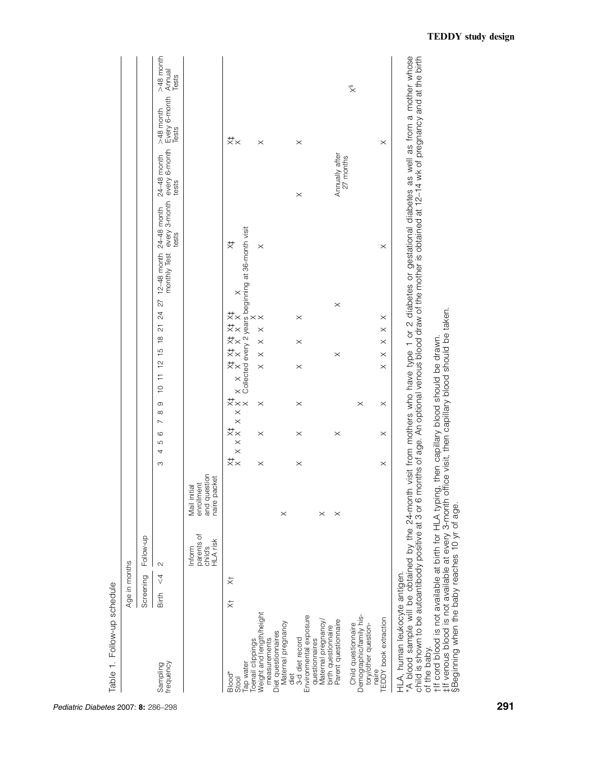Table 1. Follow-up schedule

| Sampling frequency | Age in months | | | | | | | | | | | | | | | | | | | | | | | |
|---|---|---|---|---|---|---|---|---|---|---|---|---|---|---|---|---|---|---|---|---|---|---|---|---|
| | Screening | | Follow-up | | | | | | | | | | | | | | | | | | | | | |
| | Birth | <4 | 2 | | 3 | 4 | 5 | 6 | 7 | 8 | 9 | 10 | 11 | 12 | 15 | 18 | 21 | 24 | 27 | 12–48 month monthly Test | 24–48 month every 3-month tests | 24–48 month every 6-month tests | >48 month Every 6-month Tests | >48 month Annual Tests |
| | | | Inform parents of child's HLA risk | Mail initial enrollment and questionnaire packet | | | | | | | | | | | | | | | | | | | | |
| Blood* | X† | X† | | | X‡ | | | X‡ | | | X‡ | | | X‡ | X‡ | X‡ | X‡ | X‡ | | | X‡ | | X‡ | |
| Stool | | | | | X | X | X | X | X | X | X | X | X | X | X | X | X | X | | X | | | X | |
| Tap water | | | | | | | | | | | X | | | | | | | | | | | | | |
| Toenail clippings | | | | | | | | | | | | | | | | | | X | | Collected every 2 years beginning at 36-month visit | | | | |
| Weight and length/height measurements | | | | | X | | | X | | | X | | | X | X | X | X | X | | | X | | X | |
| Diet questionnaires | | | | | | | | | | | | | | | | | | | | | | | | |
| Maternal pregnancy diet | | | | X | | | | | | | | | | | | | | | | | | | | |
| 3-d diet record | | | | | X | | | X | | | X | | | X | | X | | X | | | | X | X | |
| Environmental exposure questionnaires | | | | | | | | | | | | | | | | | | | | | | | | |
| Maternal pregnancy/birth questionnaire | | | | X | | | | | | | | | | | | | | | | | | | | |
| Parent questionnaire | | | | X | | | | X | | | | | | | X | | | | X | | | Annually after 27 months | | |
| Child questionnaire | | | | | | | | | | | | | | | | | | | | | | | | X§ |
| Demographic/family history/other questionnaire | | | | | | | | | | | X | | | | | | | | | | | | | |
| TEDDY book extraction | | | | | X | | | X | | | X | | | X | X | X | X | X | | | X | | X | |

HLA, human leukocyte antigen.
*A blood sample will be obtained by the 24-month visit from mothers who have type 1 or 2 diabetes or gestational diabetes as well as from a mother whose child is shown to be autoantibody positive at 3 or 6 months of age. An optional venous blood draw of the mother is obtained at 12–14 wk of pregnancy and at the birth of the baby.
†If cord blood is not available at birth for HLA typing, then capillary blood should be drawn.
‡If venous blood is not available at every 3-month office visit, then capillary blood should be taken.
§Beginning when the baby reaches 10 yr of age.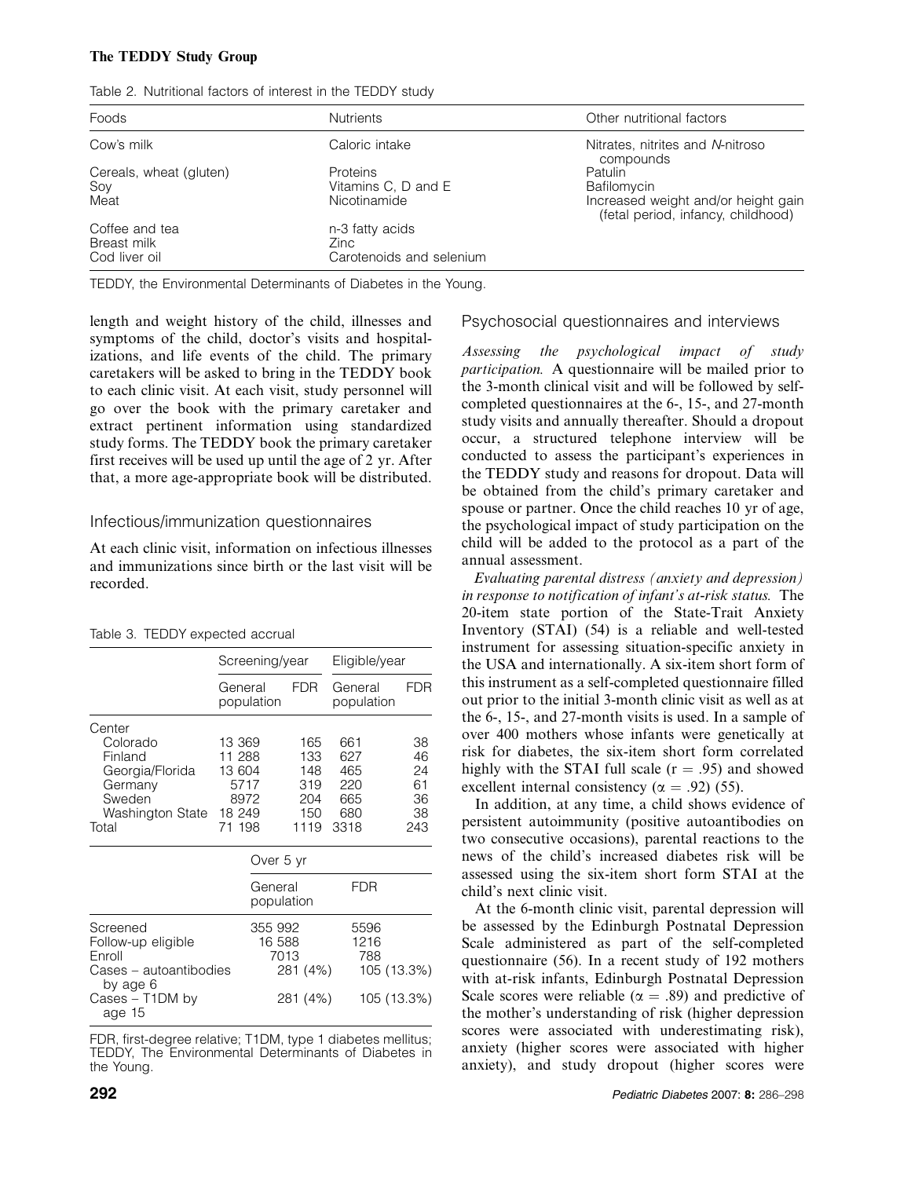Table 2. Nutritional factors of interest in the TEDDY study

| Foods | Nutrients | Other nutritional factors |
|---|---|---|
| Cow's milk | Caloric intake | Nitrates, nitrites and *N*-nitroso compounds |
| Cereals, wheat (gluten) | Proteins | Patulin |
| Soy | Vitamins C, D and E | Bafilomycin |
| Meat | Nicotinamide | Increased weight and/or height gain (fetal period, infancy, childhood) |
| Coffee and tea | n-3 fatty acids | |
| Breast milk | Zinc | |
| Cod liver oil | Carotenoids and selenium | |

TEDDY, the Environmental Determinants of Diabetes in the Young.

length and weight history of the child, illnesses and symptoms of the child, doctor's visits and hospitalizations, and life events of the child. The primary caretakers will be asked to bring in the TEDDY book to each clinic visit. At each visit, study personnel will go over the book with the primary caretaker and extract pertinent information using standardized study forms. The TEDDY book the primary caretaker first receives will be used up until the age of 2 yr. After that, a more age-appropriate book will be distributed.

## Infectious/immunization questionnaires

At each clinic visit, information on infectious illnesses and immunizations since birth or the last visit will be recorded.

Table 3. TEDDY expected accrual

| | Screening/year | | Eligible/year | |
|---|---|---|---|---|
| | General population | FDR | General population | FDR |
| Center | | | | |
| Colorado | 13 369 | 165 | 661 | 38 |
| Finland | 11 288 | 133 | 627 | 46 |
| Georgia/Florida | 13 604 | 148 | 465 | 24 |
| Germany | 5717 | 319 | 220 | 61 |
| Sweden | 8972 | 204 | 665 | 36 |
| Washington State | 18 249 | 150 | 680 | 38 |
| Total | 71 198 | 1119 | 3318 | 243 |

| | Over 5 yr | |
|---|---|---|
| | General population | FDR |
| Screened | 355 992 | 5596 |
| Follow-up eligible | 16 588 | 1216 |
| Enroll | 7013 | 788 |
| Cases – autoantibodies by age 6 | 281 (4%) | 105 (13.3%) |
| Cases – T1DM by age 15 | 281 (4%) | 105 (13.3%) |

FDR, first-degree relative; T1DM, type 1 diabetes mellitus; TEDDY, The Environmental Determinants of Diabetes in the Young.

## Psychosocial questionnaires and interviews

*Assessing the psychological impact of study participation.* A questionnaire will be mailed prior to the 3-month clinical visit and will be followed by self-completed questionnaires at the 6-, 15-, and 27-month study visits and annually thereafter. Should a dropout occur, a structured telephone interview will be conducted to assess the participant's experiences in the TEDDY study and reasons for dropout. Data will be obtained from the child's primary caretaker and spouse or partner. Once the child reaches 10 yr of age, the psychological impact of study participation on the child will be added to the protocol as a part of the annual assessment.

*Evaluating parental distress (anxiety and depression) in response to notification of infant's at-risk status.* The 20-item state portion of the State-Trait Anxiety Inventory (STAI) (54) is a reliable and well-tested instrument for assessing situation-specific anxiety in the USA and internationally. A six-item short form of this instrument as a self-completed questionnaire filled out prior to the initial 3-month clinic visit as well as at the 6-, 15-, and 27-month visits is used. In a sample of over 400 mothers whose infants were genetically at risk for diabetes, the six-item short form correlated highly with the STAI full scale ($r = .95$) and showed excellent internal consistency ($\alpha = .92$) (55).

In addition, at any time, a child shows evidence of persistent autoimmunity (positive autoantibodies on two consecutive occasions), parental reactions to the news of the child's increased diabetes risk will be assessed using the six-item short form STAI at the child's next clinic visit.

At the 6-month clinic visit, parental depression will be assessed by the Edinburgh Postnatal Depression Scale administered as part of the self-completed questionnaire (56). In a recent study of 192 mothers with at-risk infants, Edinburgh Postnatal Depression Scale scores were reliable ($\alpha = .89$) and predictive of the mother's understanding of risk (higher depression scores were associated with underestimating risk), anxiety (higher scores were associated with higher anxiety), and study dropout (higher scores were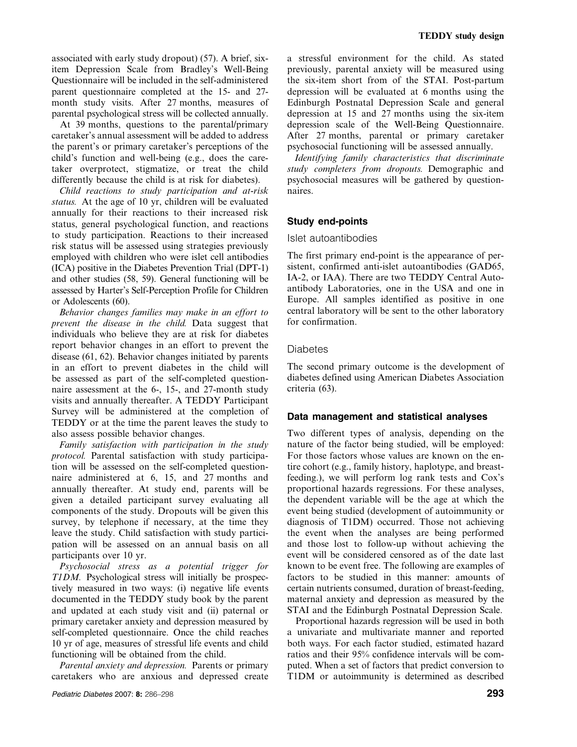associated with early study dropout) (57). A brief, six-item Depression Scale from Bradley's Well-Being Questionnaire will be included in the self-administered parent questionnaire completed at the 15- and 27-month study visits. After 27 months, measures of parental psychological stress will be collected annually.

At 39 months, questions to the parental/primary caretaker's annual assessment will be added to address the parent's or primary caretaker's perceptions of the child's function and well-being (e.g., does the caretaker overprotect, stigmatize, or treat the child differently because the child is at risk for diabetes).

*Child reactions to study participation and at-risk status.* At the age of 10 yr, children will be evaluated annually for their reactions to their increased risk status, general psychological function, and reactions to study participation. Reactions to their increased risk status will be assessed using strategies previously employed with children who were islet cell antibodies (ICA) positive in the Diabetes Prevention Trial (DPT-1) and other studies (58, 59). General functioning will be assessed by Harter's Self-Perception Profile for Children or Adolescents (60).

*Behavior changes families may make in an effort to prevent the disease in the child.* Data suggest that individuals who believe they are at risk for diabetes report behavior changes in an effort to prevent the disease (61, 62). Behavior changes initiated by parents in an effort to prevent diabetes in the child will be assessed as part of the self-completed questionnaire assessment at the 6-, 15-, and 27-month study visits and annually thereafter. A TEDDY Participant Survey will be administered at the completion of TEDDY or at the time the parent leaves the study to also assess possible behavior changes.

*Family satisfaction with participation in the study protocol.* Parental satisfaction with study participation will be assessed on the self-completed questionnaire administered at 6, 15, and 27 months and annually thereafter. At study end, parents will be given a detailed participant survey evaluating all components of the study. Dropouts will be given this survey, by telephone if necessary, at the time they leave the study. Child satisfaction with study participation will be assessed on an annual basis on all participants over 10 yr.

*Psychosocial stress as a potential trigger for T1DM.* Psychological stress will initially be prospectively measured in two ways: (i) negative life events documented in the TEDDY study book by the parent and updated at each study visit and (ii) paternal or primary caretaker anxiety and depression measured by self-completed questionnaire. Once the child reaches 10 yr of age, measures of stressful life events and child functioning will be obtained from the child.

*Parental anxiety and depression.* Parents or primary caretakers who are anxious and depressed create a stressful environment for the child. As stated previously, parental anxiety will be measured using the six-item short from of the STAI. Post-partum depression will be evaluated at 6 months using the Edinburgh Postnatal Depression Scale and general depression at 15 and 27 months using the six-item depression scale of the Well-Being Questionnaire. After 27 months, parental or primary caretaker psychosocial functioning will be assessed annually.

*Identifying family characteristics that discriminate study completers from dropouts.* Demographic and psychosocial measures will be gathered by questionnaires.

## Study end-points

### Islet autoantibodies

The first primary end-point is the appearance of persistent, confirmed anti-islet autoantibodies (GAD65, IA-2, or IAA). There are two TEDDY Central Autoantibody Laboratories, one in the USA and one in Europe. All samples identified as positive in one central laboratory will be sent to the other laboratory for confirmation.

### Diabetes

The second primary outcome is the development of diabetes defined using American Diabetes Association criteria (63).

## Data management and statistical analyses

Two different types of analysis, depending on the nature of the factor being studied, will be employed: For those factors whose values are known on the entire cohort (e.g., family history, haplotype, and breast-feeding.), we will perform log rank tests and Cox's proportional hazards regressions. For these analyses, the dependent variable will be the age at which the event being studied (development of autoimmunity or diagnosis of T1DM) occurred. Those not achieving the event when the analyses are being performed and those lost to follow-up without achieving the event will be considered censored as of the date last known to be event free. The following are examples of factors to be studied in this manner: amounts of certain nutrients consumed, duration of breast-feeding, maternal anxiety and depression as measured by the STAI and the Edinburgh Postnatal Depression Scale.

Proportional hazards regression will be used in both a univariate and multivariate manner and reported both ways. For each factor studied, estimated hazard ratios and their 95% confidence intervals will be computed. When a set of factors that predict conversion to T1DM or autoimmunity is determined as described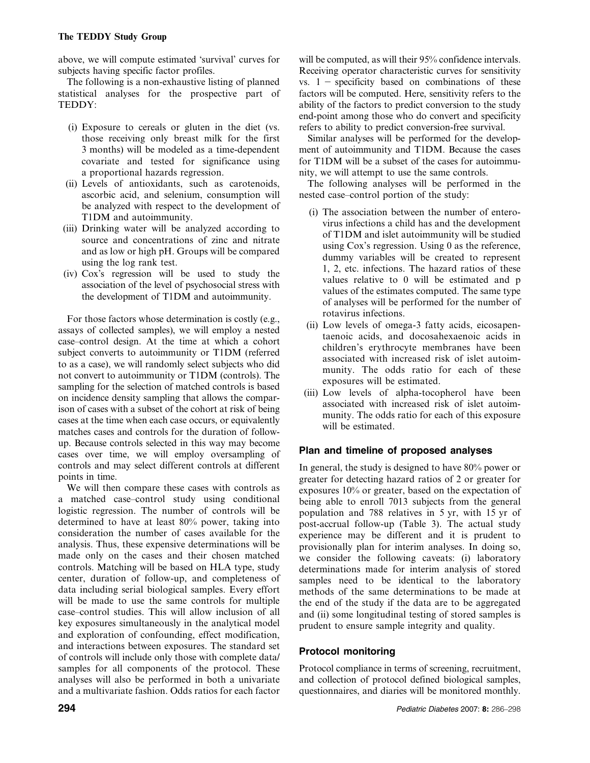above, we will compute estimated 'survival' curves for subjects having specific factor profiles.

The following is a non-exhaustive listing of planned statistical analyses for the prospective part of TEDDY:

- (i) Exposure to cereals or gluten in the diet (vs. those receiving only breast milk for the first 3 months) will be modeled as a time-dependent covariate and tested for significance using a proportional hazards regression.
- (ii) Levels of antioxidants, such as carotenoids, ascorbic acid, and selenium, consumption will be analyzed with respect to the development of T1DM and autoimmunity.
- (iii) Drinking water will be analyzed according to source and concentrations of zinc and nitrate and as low or high pH. Groups will be compared using the log rank test.
- (iv) Cox's regression will be used to study the association of the level of psychosocial stress with the development of T1DM and autoimmunity.

For those factors whose determination is costly (e.g., assays of collected samples), we will employ a nested case–control design. At the time at which a cohort subject converts to autoimmunity or T1DM (referred to as a case), we will randomly select subjects who did not convert to autoimmunity or T1DM (controls). The sampling for the selection of matched controls is based on incidence density sampling that allows the comparison of cases with a subset of the cohort at risk of being cases at the time when each case occurs, or equivalently matches cases and controls for the duration of follow-up. Because controls selected in this way may become cases over time, we will employ oversampling of controls and may select different controls at different points in time.

We will then compare these cases with controls as a matched case–control study using conditional logistic regression. The number of controls will be determined to have at least 80% power, taking into consideration the number of cases available for the analysis. Thus, these expensive determinations will be made only on the cases and their chosen matched controls. Matching will be based on HLA type, study center, duration of follow-up, and completeness of data including serial biological samples. Every effort will be made to use the same controls for multiple case–control studies. This will allow inclusion of all key exposures simultaneously in the analytical model and exploration of confounding, effect modification, and interactions between exposures. The standard set of controls will include only those with complete data/samples for all components of the protocol. These analyses will also be performed in both a univariate and a multivariate fashion. Odds ratios for each factor will be computed, as will their 95% confidence intervals. Receiving operator characteristic curves for sensitivity vs. $1 -$ specificity based on combinations of these factors will be computed. Here, sensitivity refers to the ability of the factors to predict conversion to the study end-point among those who do convert and specificity refers to ability to predict conversion-free survival.

Similar analyses will be performed for the development of autoimmunity and T1DM. Because the cases for T1DM will be a subset of the cases for autoimmunity, we will attempt to use the same controls.

The following analyses will be performed in the nested case–control portion of the study:

- (i) The association between the number of enterovirus infections a child has and the development of T1DM and islet autoimmunity will be studied using Cox's regression. Using 0 as the reference, dummy variables will be created to represent 1, 2, etc. infections. The hazard ratios of these values relative to 0 will be estimated and p values of the estimates computed. The same type of analyses will be performed for the number of rotavirus infections.
- (ii) Low levels of omega-3 fatty acids, eicosapentaenoic acids, and docosahexaenoic acids in children's erythrocyte membranes have been associated with increased risk of islet autoimmunity. The odds ratio for each of these exposures will be estimated.
- (iii) Low levels of alpha-tocopherol have been associated with increased risk of islet autoimmunity. The odds ratio for each of this exposure will be estimated.

## Plan and timeline of proposed analyses

In general, the study is designed to have 80% power or greater for detecting hazard ratios of 2 or greater for exposures 10% or greater, based on the expectation of being able to enroll 7013 subjects from the general population and 788 relatives in 5 yr, with 15 yr of post-accrual follow-up (Table 3). The actual study experience may be different and it is prudent to provisionally plan for interim analyses. In doing so, we consider the following caveats: (i) laboratory determinations made for interim analysis of stored samples need to be identical to the laboratory methods of the same determinations to be made at the end of the study if the data are to be aggregated and (ii) some longitudinal testing of stored samples is prudent to ensure sample integrity and quality.

## Protocol monitoring

Protocol compliance in terms of screening, recruitment, and collection of protocol defined biological samples, questionnaires, and diaries will be monitored monthly.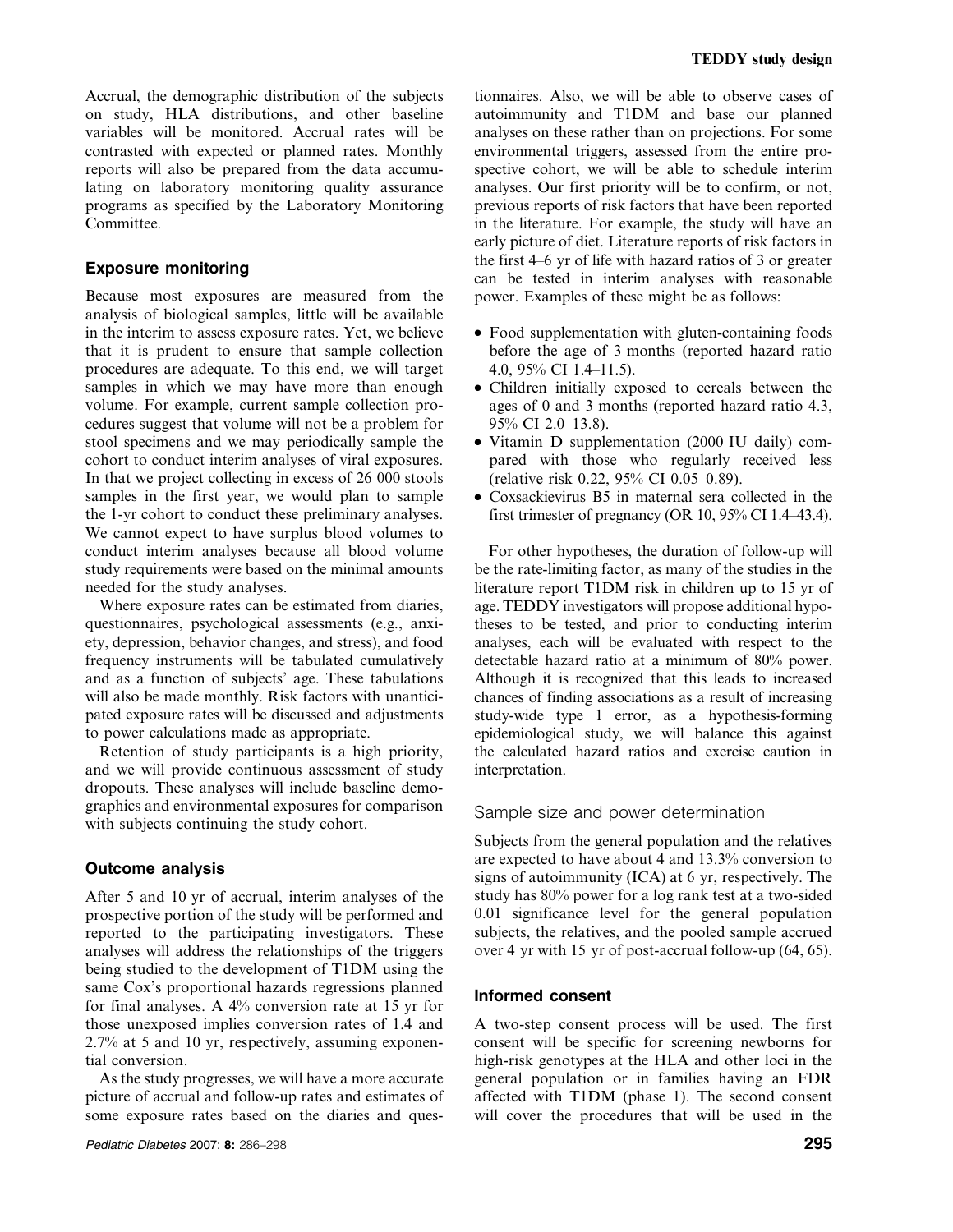Accrual, the demographic distribution of the subjects on study, HLA distributions, and other baseline variables will be monitored. Accrual rates will be contrasted with expected or planned rates. Monthly reports will also be prepared from the data accumulating on laboratory monitoring quality assurance programs as specified by the Laboratory Monitoring Committee.

### Exposure monitoring

Because most exposures are measured from the analysis of biological samples, little will be available in the interim to assess exposure rates. Yet, we believe that it is prudent to ensure that sample collection procedures are adequate. To this end, we will target samples in which we may have more than enough volume. For example, current sample collection procedures suggest that volume will not be a problem for stool specimens and we may periodically sample the cohort to conduct interim analyses of viral exposures. In that we project collecting in excess of 26 000 stools samples in the first year, we would plan to sample the 1-yr cohort to conduct these preliminary analyses. We cannot expect to have surplus blood volumes to conduct interim analyses because all blood volume study requirements were based on the minimal amounts needed for the study analyses.

Where exposure rates can be estimated from diaries, questionnaires, psychological assessments (e.g., anxiety, depression, behavior changes, and stress), and food frequency instruments will be tabulated cumulatively and as a function of subjects' age. These tabulations will also be made monthly. Risk factors with unanticipated exposure rates will be discussed and adjustments to power calculations made as appropriate.

Retention of study participants is a high priority, and we will provide continuous assessment of study dropouts. These analyses will include baseline demographics and environmental exposures for comparison with subjects continuing the study cohort.

### Outcome analysis

After 5 and 10 yr of accrual, interim analyses of the prospective portion of the study will be performed and reported to the participating investigators. These analyses will address the relationships of the triggers being studied to the development of T1DM using the same Cox's proportional hazards regressions planned for final analyses. A 4% conversion rate at 15 yr for those unexposed implies conversion rates of 1.4 and 2.7% at 5 and 10 yr, respectively, assuming exponential conversion.

As the study progresses, we will have a more accurate picture of accrual and follow-up rates and estimates of some exposure rates based on the diaries and questionnaires. Also, we will be able to observe cases of autoimmunity and T1DM and base our planned analyses on these rather than on projections. For some environmental triggers, assessed from the entire prospective cohort, we will be able to schedule interim analyses. Our first priority will be to confirm, or not, previous reports of risk factors that have been reported in the literature. For example, the study will have an early picture of diet. Literature reports of risk factors in the first 4–6 yr of life with hazard ratios of 3 or greater can be tested in interim analyses with reasonable power. Examples of these might be as follows:

- Food supplementation with gluten-containing foods before the age of 3 months (reported hazard ratio 4.0, 95% CI 1.4–11.5).
- Children initially exposed to cereals between the ages of 0 and 3 months (reported hazard ratio 4.3, 95% CI 2.0–13.8).
- Vitamin D supplementation (2000 IU daily) compared with those who regularly received less (relative risk 0.22, 95% CI 0.05–0.89).
- Coxsackievirus B5 in maternal sera collected in the first trimester of pregnancy (OR 10, 95% CI 1.4–43.4).

For other hypotheses, the duration of follow-up will be the rate-limiting factor, as many of the studies in the literature report T1DM risk in children up to 15 yr of age. TEDDY investigators will propose additional hypotheses to be tested, and prior to conducting interim analyses, each will be evaluated with respect to the detectable hazard ratio at a minimum of 80% power. Although it is recognized that this leads to increased chances of finding associations as a result of increasing study-wide type 1 error, as a hypothesis-forming epidemiological study, we will balance this against the calculated hazard ratios and exercise caution in interpretation.

### Sample size and power determination

Subjects from the general population and the relatives are expected to have about 4 and 13.3% conversion to signs of autoimmunity (ICA) at 6 yr, respectively. The study has 80% power for a log rank test at a two-sided 0.01 significance level for the general population subjects, the relatives, and the pooled sample accrued over 4 yr with 15 yr of post-accrual follow-up (64, 65).

### Informed consent

A two-step consent process will be used. The first consent will be specific for screening newborns for high-risk genotypes at the HLA and other loci in the general population or in families having an FDR affected with T1DM (phase 1). The second consent will cover the procedures that will be used in the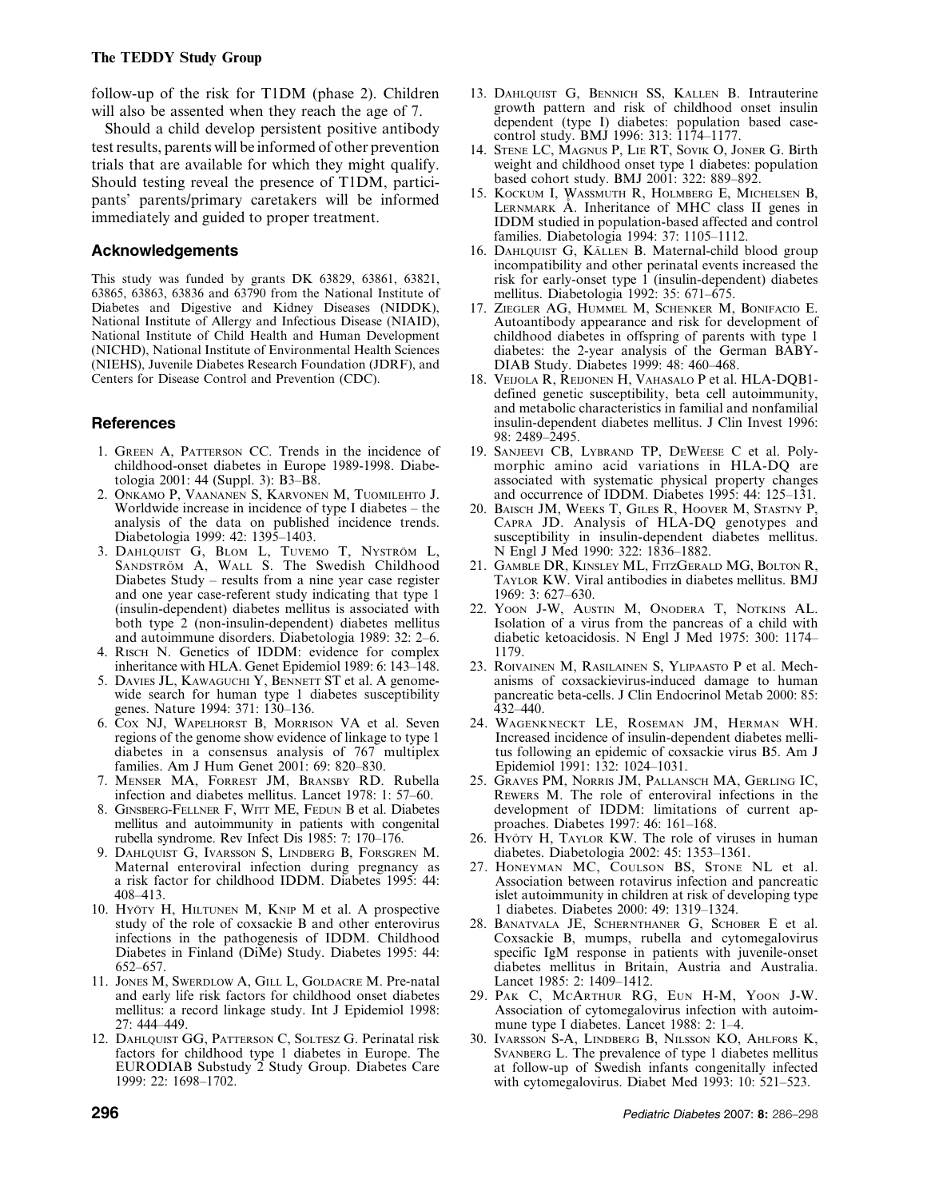follow-up of the risk for T1DM (phase 2). Children will also be assented when they reach the age of 7.

Should a child develop persistent positive antibody test results, parents will be informed of other prevention trials that are available for which they might qualify. Should testing reveal the presence of T1DM, participants' parents/primary caretakers will be informed immediately and guided to proper treatment.

## Acknowledgements

This study was funded by grants DK 63829, 63861, 63821, 63865, 63863, 63836 and 63790 from the National Institute of Diabetes and Digestive and Kidney Diseases (NIDDK), National Institute of Allergy and Infectious Disease (NIAID), National Institute of Child Health and Human Development (NICHD), National Institute of Environmental Health Sciences (NIEHS), Juvenile Diabetes Research Foundation (JDRF), and Centers for Disease Control and Prevention (CDC).

## References

1. Green A, Patterson CC. Trends in the incidence of childhood-onset diabetes in Europe 1989-1998. Diabetologia 2001: 44 (Suppl. 3): B3–B8.
2. Onkamo P, Vaananen S, Karvonen M, Tuomilehto J. Worldwide increase in incidence of type I diabetes – the analysis of the data on published incidence trends. Diabetologia 1999: 42: 1395–1403.
3. Dahlquist G, Blom L, Tuvemo T, Nyström L, Sandström A, Wall S. The Swedish Childhood Diabetes Study – results from a nine year case register and one year case-referent study indicating that type 1 (insulin-dependent) diabetes mellitus is associated with both type 2 (non-insulin-dependent) diabetes mellitus and autoimmune disorders. Diabetologia 1989: 32: 2–6.
4. Risch N. Genetics of IDDM: evidence for complex inheritance with HLA. Genet Epidemiol 1989: 6: 143–148.
5. Davies JL, Kawaguchi Y, Bennett ST et al. A genome-wide search for human type 1 diabetes susceptibility genes. Nature 1994: 371: 130–136.
6. Cox NJ, Wapelhorst B, Morrison VA et al. Seven regions of the genome show evidence of linkage to type 1 diabetes in a consensus analysis of 767 multiplex families. Am J Hum Genet 2001: 69: 820–830.
7. Menser MA, Forrest JM, Bransby RD. Rubella infection and diabetes mellitus. Lancet 1978: 1: 57–60.
8. Ginsberg-Fellner F, Witt ME, Fedun B et al. Diabetes mellitus and autoimmunity in patients with congenital rubella syndrome. Rev Infect Dis 1985: 7: 170–176.
9. Dahlquist G, Ivarsson S, Lindberg B, Forsgren M. Maternal enteroviral infection during pregnancy as a risk factor for childhood IDDM. Diabetes 1995: 44: 408–413.
10. Hyöty H, Hiltunen M, Knip M et al. A prospective study of the role of coxsackie B and other enterovirus infections in the pathogenesis of IDDM. Childhood Diabetes in Finland (DiMe) Study. Diabetes 1995: 44: 652–657.
11. Jones M, Swerdlow A, Gill L, Goldacre M. Pre-natal and early life risk factors for childhood onset diabetes mellitus: a record linkage study. Int J Epidemiol 1998: 27: 444–449.
12. Dahlquist GG, Patterson C, Soltesz G. Perinatal risk factors for childhood type 1 diabetes in Europe. The EURODIAB Substudy 2 Study Group. Diabetes Care 1999: 22: 1698–1702.
13. Dahlquist G, Bennich SS, Kallen B. Intrauterine growth pattern and risk of childhood onset insulin dependent (type I) diabetes: population based case-control study. BMJ 1996: 313: 1174–1177.
14. Stene LC, Magnus P, Lie RT, Sovik O, Joner G. Birth weight and childhood onset type 1 diabetes: population based cohort study. BMJ 2001: 322: 889–892.
15. Kockum I, Wassmuth R, Holmberg E, Michelsen B, Lernmark Å. Inheritance of MHC class II genes in IDDM studied in population-based affected and control families. Diabetologia 1994: 37: 1105–1112.
16. Dahlquist G, Källen B. Maternal-child blood group incompatibility and other perinatal events increased the risk for early-onset type 1 (insulin-dependent) diabetes mellitus. Diabetologia 1992: 35: 671–675.
17. Ziegler AG, Hummel M, Schenker M, Bonifacio E. Autoantibody appearance and risk for development of childhood diabetes in offspring of parents with type 1 diabetes: the 2-year analysis of the German BABY-DIAB Study. Diabetes 1999: 48: 460–468.
18. Veijola R, Reijonen H, Vahasalo P et al. HLA-DQB1-defined genetic susceptibility, beta cell autoimmunity, and metabolic characteristics in familial and nonfamilial insulin-dependent diabetes mellitus. J Clin Invest 1996: 98: 2489–2495.
19. Sanjeevi CB, Lybrand TP, DeWeese C et al. Polymorphic amino acid variations in HLA-DQ are associated with systematic physical property changes and occurrence of IDDM. Diabetes 1995: 44: 125–131.
20. Baisch JM, Weeks T, Giles R, Hoover M, Stastny P, Capra JD. Analysis of HLA-DQ genotypes and susceptibility in insulin-dependent diabetes mellitus. N Engl J Med 1990: 322: 1836–1882.
21. Gamble DR, Kinsley ML, FitzGerald MG, Bolton R, Taylor KW. Viral antibodies in diabetes mellitus. BMJ 1969: 3: 627–630.
22. Yoon J-W, Austin M, Onodera T, Notkins AL. Isolation of a virus from the pancreas of a child with diabetic ketoacidosis. N Engl J Med 1975: 300: 1174–1179.
23. Roivainen M, Rasilainen S, Ylipaasto P et al. Mechanisms of coxsackievirus-induced damage to human pancreatic beta-cells. J Clin Endocrinol Metab 2000: 85: 432–440.
24. Wagenknecht LE, Roseman JM, Herman WH. Increased incidence of insulin-dependent diabetes mellitus following an epidemic of coxsackie virus B5. Am J Epidemiol 1991: 132: 1024–1031.
25. Graves PM, Norris JM, Pallansch MA, Gerling IC, Rewers M. The role of enteroviral infections in the development of IDDM: limitations of current approaches. Diabetes 1997: 46: 161–168.
26. Hyöty H, Taylor KW. The role of viruses in human diabetes. Diabetologia 2002: 45: 1353–1361.
27. Honeyman MC, Coulson BS, Stone NL et al. Association between rotavirus infection and pancreatic islet autoimmunity in children at risk of developing type 1 diabetes. Diabetes 2000: 49: 1319–1324.
28. Banatvala JE, Schernthaner G, Schober E et al. Coxsackie B, mumps, rubella and cytomegalovirus specific IgM response in patients with juvenile-onset diabetes mellitus in Britain, Austria and Australia. Lancet 1985: 2: 1409–1412.
29. Pak C, McArthur RG, Eun H-M, Yoon J-W. Association of cytomegalovirus infection with autoimmune type I diabetes. Lancet 1988: 2: 1–4.
30. Ivarsson S-A, Lindberg B, Nilsson KO, Ahlfors K, Svanberg L. The prevalence of type 1 diabetes mellitus at follow-up of Swedish infants congenitally infected with cytomegalovirus. Diabet Med 1993: 10: 521–523.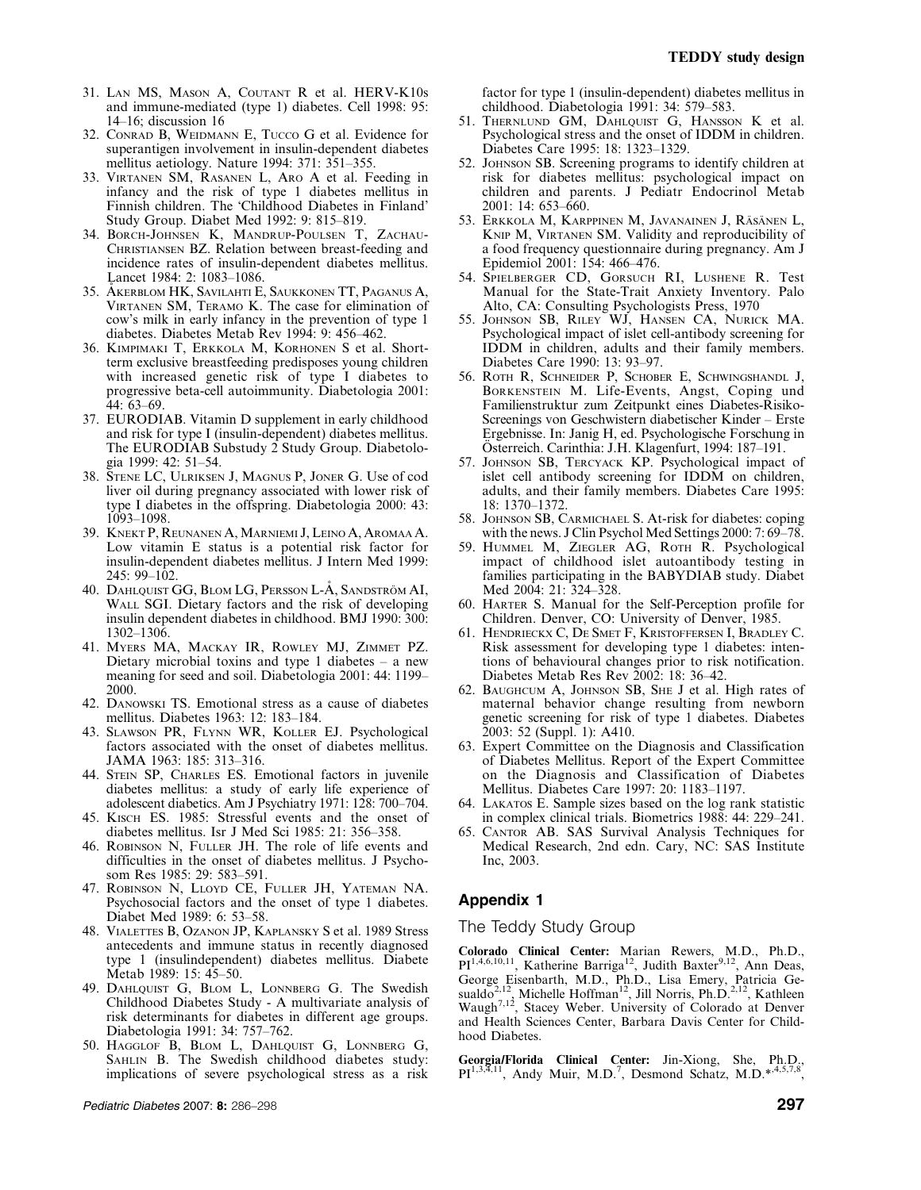31. Lan MS, Mason A, Coutant R et al. HERV-K10s and immune-mediated (type 1) diabetes. Cell 1998: 95: 14–16; discussion 16
32. Conrad B, Weidmann E, Tucco G et al. Evidence for superantigen involvement in insulin-dependent diabetes mellitus aetiology. Nature 1994: 371: 351–355.
33. Virtanen SM, Rasanen L, Aro A et al. Feeding in infancy and the risk of type 1 diabetes mellitus in Finnish children. The 'Childhood Diabetes in Finland' Study Group. Diabet Med 1992: 9: 815–819.
34. Borch-Johnsen K, Mandrup-Poulsen T, Zachau-Christiansen BZ. Relation between breast-feeding and incidence rates of insulin-dependent diabetes mellitus. Lancet 1984: 2: 1083–1086.
35. Åkerblom HK, Savilahti E, Saukkonen TT, Paganus A, Virtanen SM, Teramo K. The case for elimination of cow's milk in early infancy in the prevention of type 1 diabetes. Diabetes Metab Rev 1994: 9: 456–462.
36. Kimpimaki T, Erkkola M, Korhonen S et al. Short-term exclusive breastfeeding predisposes young children with increased genetic risk of type I diabetes to progressive beta-cell autoimmunity. Diabetologia 2001: 44: 63–69.
37. EURODIAB. Vitamin D supplement in early childhood and risk for type I (insulin-dependent) diabetes mellitus. The EURODIAB Substudy 2 Study Group. Diabetologia 1999: 42: 51–54.
38. Stene LC, Ulriksen J, Magnus P, Joner G. Use of cod liver oil during pregnancy associated with lower risk of type I diabetes in the offspring. Diabetologia 2000: 43: 1093–1098.
39. Knekt P, Reunanen A, Marniemi J, Leino A, Aromaa A. Low vitamin E status is a potential risk factor for insulin-dependent diabetes mellitus. J Intern Med 1999: 245: 99–102.
40. Dahlquist GG, Blom LG, Persson L-Å, Sandström AI, Wall SGI. Dietary factors and the risk of developing insulin dependent diabetes in childhood. BMJ 1990: 300: 1302–1306.
41. Myers MA, Mackay IR, Rowley MJ, Zimmet PZ. Dietary microbial toxins and type 1 diabetes – a new meaning for seed and soil. Diabetologia 2001: 44: 1199–2000.
42. Danowski TS. Emotional stress as a cause of diabetes mellitus. Diabetes 1963: 12: 183–184.
43. Slawson PR, Flynn WR, Koller EJ. Psychological factors associated with the onset of diabetes mellitus. JAMA 1963: 185: 313–316.
44. Stein SP, Charles ES. Emotional factors in juvenile diabetes mellitus: a study of early life experience of adolescent diabetics. Am J Psychiatry 1971: 128: 700–704.
45. Kisch ES. 1985: Stressful events and the onset of diabetes mellitus. Isr J Med Sci 1985: 21: 356–358.
46. Robinson N, Fuller JH. The role of life events and difficulties in the onset of diabetes mellitus. J Psychosom Res 1985: 29: 583–591.
47. Robinson N, Lloyd CE, Fuller JH, Yateman NA. Psychosocial factors and the onset of type 1 diabetes. Diabet Med 1989: 6: 53–58.
48. Vialettes B, Ozanon JP, Kaplansky S et al. 1989 Stress antecedents and immune status in recently diagnosed type 1 (insulindependent) diabetes mellitus. Diabete Metab 1989: 15: 45–50.
49. Dahlquist G, Blom L, Lonnberg G. The Swedish Childhood Diabetes Study - A multivariate analysis of risk determinants for diabetes in different age groups. Diabetologia 1991: 34: 757–762.
50. Hagglof B, Blom L, Dahlquist G, Lonnberg G, Sahlin B. The Swedish childhood diabetes study: implications of severe psychological stress as a risk factor for type 1 (insulin-dependent) diabetes mellitus in childhood. Diabetologia 1991: 34: 579–583.
51. Thernlund GM, Dahlquist G, Hansson K et al. Psychological stress and the onset of IDDM in children. Diabetes Care 1995: 18: 1323–1329.
52. Johnson SB. Screening programs to identify children at risk for diabetes mellitus: psychological impact on children and parents. J Pediatr Endocrinol Metab 2001: 14: 653–660.
53. Erkkola M, Karppinen M, Javanainen J, Räsänen L, Knip M, Virtanen SM. Validity and reproducibility of a food frequency questionnaire during pregnancy. Am J Epidemiol 2001: 154: 466–476.
54. Spielberger CD, Gorsuch RI, Lushene R. Test Manual for the State-Trait Anxiety Inventory. Palo Alto, CA: Consulting Psychologists Press, 1970
55. Johnson SB, Riley WJ, Hansen CA, Nurick MA. Psychological impact of islet cell-antibody screening for IDDM in children, adults and their family members. Diabetes Care 1990: 13: 93–97.
56. Roth R, Schneider P, Schober E, Schwingshandl J, Borkenstein M. Life-Events, Angst, Coping und Familienstruktur zum Zeitpunkt eines Diabetes-Risiko-Screenings von Geschwistern diabetischer Kinder – Erste Ergebnisse. In: Janig H, ed. Psychologische Forschung in Österreich. Carinthia: J.H. Klagenfurt, 1994: 187–191.
57. Johnson SB, Tercyack KP. Psychological impact of islet cell antibody screening for IDDM on children, adults, and their family members. Diabetes Care 1995: 18: 1370–1372.
58. Johnson SB, Carmichael S. At-risk for diabetes: coping with the news. J Clin Psychol Med Settings 2000: 7: 69–78.
59. Hummel M, Ziegler AG, Roth R. Psychological impact of childhood islet autoantibody testing in families participating in the BABYDIAB study. Diabet Med 2004: 21: 324–328.
60. Harter S. Manual for the Self-Perception profile for Children. Denver, CO: University of Denver, 1985.
61. Hendrieckx C, De Smet F, Kristoffersen I, Bradley C. Risk assessment for developing type 1 diabetes: intentions of behavioural changes prior to risk notification. Diabetes Metab Res Rev 2002: 18: 36–42.
62. Baughcum A, Johnson SB, She J et al. High rates of maternal behavior change resulting from newborn genetic screening for risk of type 1 diabetes. Diabetes 2003: 52 (Suppl. 1): A410.
63. Expert Committee on the Diagnosis and Classification of Diabetes Mellitus. Report of the Expert Committee on the Diagnosis and Classification of Diabetes Mellitus. Diabetes Care 1997: 20: 1183–1197.
64. Lakatos E. Sample sizes based on the log rank statistic in complex clinical trials. Biometrics 1988: 44: 229–241.
65. Cantor AB. SAS Survival Analysis Techniques for Medical Research, 2nd edn. Cary, NC: SAS Institute Inc, 2003.

## Appendix 1

### The Teddy Study Group

**Colorado Clinical Center:** Marian Rewers, M.D., Ph.D., PI[1,4,6,10,11], Katherine Barriga[12], Judith Baxter[9,12], Ann Deas, George Eisenbarth, M.D., Ph.D., Lisa Emery, Patricia Gesualdo[2,12], Michelle Hoffman[12], Jill Norris, Ph.D.[2,12], Kathleen Waugh[7,12], Stacey Weber. University of Colorado at Denver and Health Sciences Center, Barbara Davis Center for Childhood Diabetes.

**Georgia/Florida Clinical Center:** Jin-Xiong, She, Ph.D., PI[1,3,4,11], Andy Muir, M.D.[7], Desmond Schatz, M.D.*[4,5,7,8],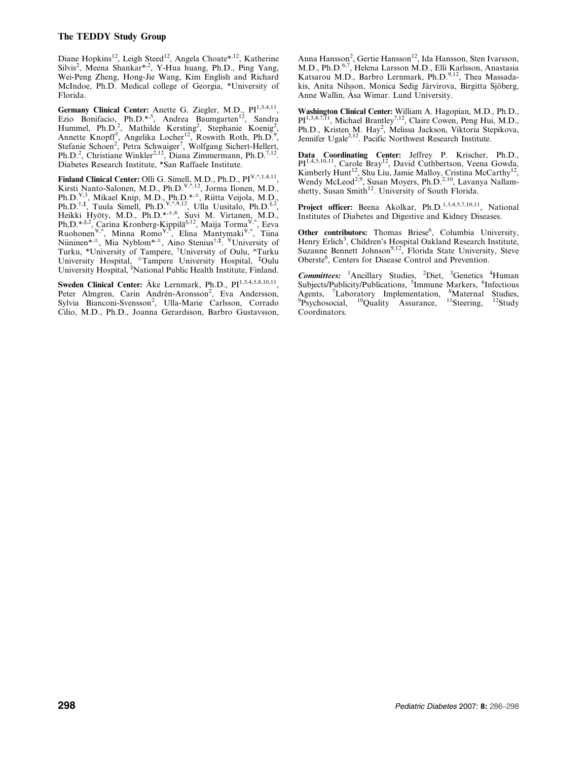Diane Hopkins[12], Leigh Steed[12], Angela Choate[*,12], Katherine Silvis[2], Meena Shankar[*,2], Y-Hua huang, Ph.D., Ping Yang, Wei-Peng Zheng, Hong-Jie Wang, Kim English and Richard McIndoe, Ph.D. Medical college of Georgia, *University of Florida.

**Germany Clinical Center:** Anette G. Ziegler, M.D., PI[1,3,4,11], Ezio Bonifacio, Ph.D.[*,5], Andrea Baumgarten[12], Sandra Hummel, Ph.D.[2], Mathilde Kersting[2], Stephanie Koenig[2], Annette Knopff[7], Angelika Locher[12], Roswith Roth, Ph.D.[9], Stefanie Schoen[2], Petra Schwaiger[7], Wolfgang Sichert-Hellert, Ph.D.[2], Christiane Winkler[2,12], Diana Zimmermann, Ph.D.[7,12]. Diabetes Research Institute, *San Raffaele Institute.

**Finland Clinical Center:** Olli G. Simell, M.D., Ph.D., PI[¥,^,1,4,11], Kirsti Nanto-Salonen, M.D., Ph.D.[¥,^,12], Jorma Ilonen, M.D., Ph.D.[¥,3], Mikael Knip, M.D., Ph.D.[*,±], Riitta Veijola, M.D., Ph.D.[†,‡], Tuula Simell, Ph.D.[¥,^,9,12], Ulla Uusitalo, Ph.D.[§,2], Heikki Hyöty, M.D., Ph.D.[*,±,6], Suvi M. Virtanen, M.D., Ph,D.[*,§,2], Carina Kronberg-Kippilä[§,12], Maija Torma[¥,^], Eeva Ruohonen[¥,^], Minna Romo[¥,^], Elina Mantymaki[¥,^], Tiina Niininen[*,±], Mia Nyblom[*,±], Aino Stenius[†,‡]. ¥University of Turku, *University of Tampere, †University of Oulu, ^Turku University Hospital, ±Tampere University Hospital, ‡Oulu University Hospital, §National Public Health Institute, Finland.

**Sweden Clinical Center:** Åke Lernmark, Ph.D., PI[1,3,4,5,8,10,11], Peter Almgren, Carin Andrén-Aronsson[2], Eva Andersson, Sylvia Bianconi-Svensson[2], Ulla-Marie Carlsson, Corrado Cilio, M.D., Ph.D., Joanna Gerardsson, Barbro Gustavsson, Anna Hansson[2], Gertie Hansson[12], Ida Hansson, Sten Ivarsson, M.D., Ph.D.[6,7], Helena Larsson M.D., Elli Karlsson, Anastasia Katsarou M.D., Barbro Lernmark, Ph.D.[9,12], Thea Massadakis, Anita Nilsson, Monica Sedig Järvirova, Birgitta Sjöberg, Anne Wallin, Åsa Wimar. Lund University.

**Washington Clinical Center:** William A. Hagopian, M.D., Ph.D., PI[1,3,4,7,11], Michael Brantley[7,12], Claire Cowen, Peng Hui, M.D., Ph.D., Kristen M. Hay[2], Melissa Jackson, Viktoria Stepikova, Jennifer Ugale[2,12]. Pacific Northwest Research Institute.

**Data Coordinating Center:** Jeffrey P. Krischer, Ph.D., PI[1,4,5,10,11], Carole Bray[12], David Cuthbertson, Veena Gowda, Kimberly Hunt[12], Shu Liu, Jamie Malloy, Cristina McCarthy[12], Wendy McLeod[2,9], Susan Moyers, Ph.D.[2,10], Lavanya Nallamshetty, Susan Smith[12]. University of South Florida.

**Project officer:** Beena Akolkar, Ph.D.[1,3,4,5,7,10,11], National Institutes of Diabetes and Digestive and Kidney Diseases.

**Other contributors:** Thomas Briese[6], Columbia University, Henry Erlich[3], Children's Hospital Oakland Research Institute, Suzanne Bennett Johnson[9,12], Florida State University, Steve Oberste[6], Centers for Disease Control and Prevention.

***Committees:*** [1]Ancillary Studies, [2]Diet, [3]Genetics [4]Human Subjects/Publicity/Publications, [5]Immune Markers, [6]Infectious Agents, [7]Laboratory Implementation, [8]Maternal Studies, [9]Psychosocial, [10]Quality Assurance, [11]Steering, [12]Study Coordinators.